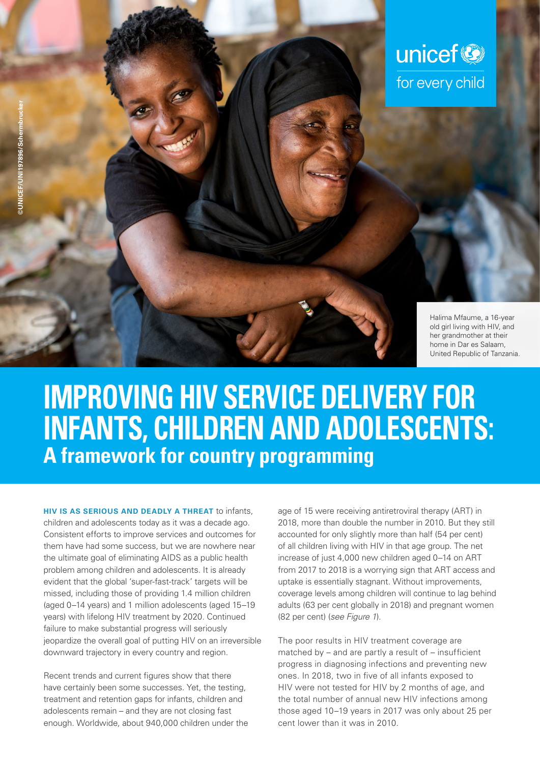©UNICEF/UNI197896/Schermbrucker

unicef for every child

Halima Mfaume, a 16-year old girl living with HIV, and her grandmother at their home in Dar es Salaam, United Republic of Tanzania.

# IMPROVING HIV SERVICE DELIVERY FOR INFANTS, CHILDREN AND ADOLESCENTS:

## A framework for country programming

**HIV IS AS SERIOUS AND DEADLY A THREAT** to infants, children and adolescents today as it was a decade ago. Consistent efforts to improve services and outcomes for them have had some success, but we are nowhere near the ultimate goal of eliminating AIDS as a public health problem among children and adolescents. It is already evident that the global 'super-fast-track' targets will be missed, including those of providing 1.4 million children (aged 0–14 years) and 1 million adolescents (aged 15–19 years) with lifelong HIV treatment by 2020. Continued failure to make substantial progress will seriously jeopardize the overall goal of putting HIV on an irreversible downward trajectory in every country and region.

Recent trends and current figures show that there have certainly been some successes. Yet, the testing, treatment and retention gaps for infants, children and adolescents remain – and they are not closing fast enough. Worldwide, about 940,000 children under the age of 15 were receiving antiretroviral therapy (ART) in 2018, more than double the number in 2010. But they still accounted for only slightly more than half (54 per cent) of all children living with HIV in that age group. The net increase of just 4,000 new children aged 0–14 on ART from 2017 to 2018 is a worrying sign that ART access and uptake is essentially stagnant. Without improvements, coverage levels among children will continue to lag behind adults (63 per cent globally in 2018) and pregnant women (82 per cent) (*see Figure 1*).

The poor results in HIV treatment coverage are matched by – and are partly a result of – insufficient progress in diagnosing infections and preventing new ones. In 2018, two in five of all infants exposed to HIV were not tested for HIV by 2 months of age, and the total number of annual new HIV infections among those aged 10–19 years in 2017 was only about 25 per cent lower than it was in 2010.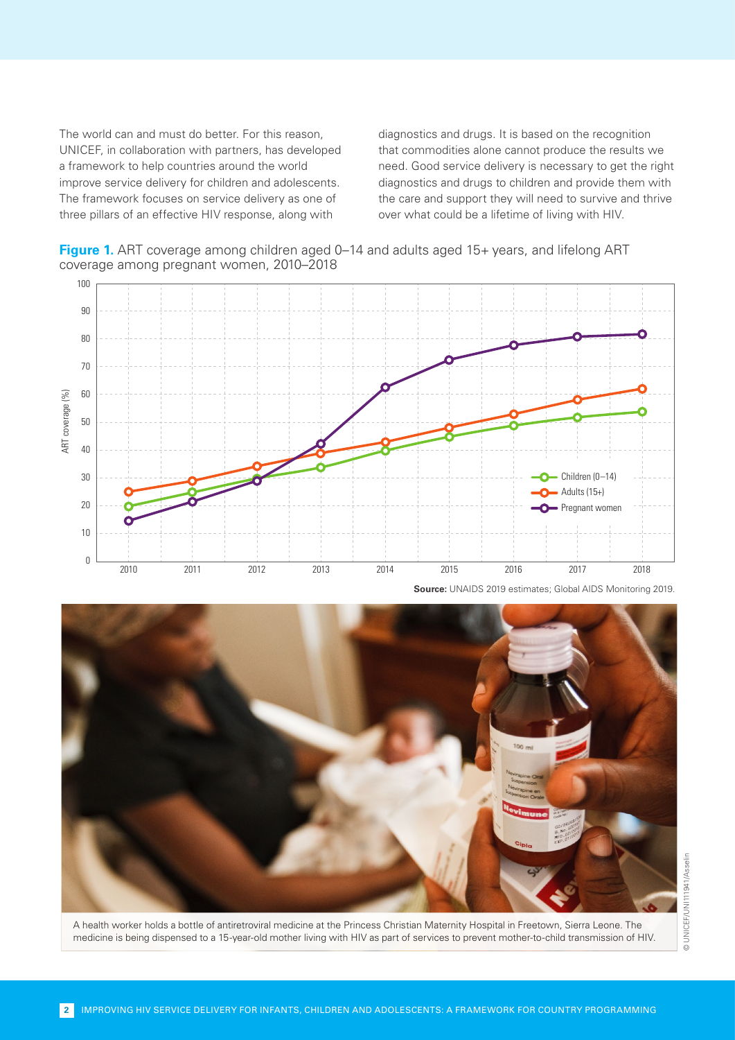The world can and must do better. For this reason, UNICEF, in collaboration with partners, has developed a framework to help countries around the world improve service delivery for children and adolescents. The framework focuses on service delivery as one of three pillars of an effective HIV response, along with diagnostics and drugs. It is based on the recognition that commodities alone cannot produce the results we need. Good service delivery is necessary to get the right diagnostics and drugs to children and provide them with the care and support they will need to survive and thrive over what could be a lifetime of living with HIV.

**Figure 1.** ART coverage among children aged 0–14 and adults aged 15+ years, and lifelong ART coverage among pregnant women, 2010–2018

**Source:** UNAIDS 2019 estimates; Global AIDS Monitoring 2019.

A health worker holds a bottle of antiretroviral medicine at the Princess Christian Maternity Hospital in Freetown, Sierra Leone. The medicine is being dispensed to a 15-year-old mother living with HIV as part of services to prevent mother-to-child transmission of HIV.

© UNICEF/UNI111941/Asselin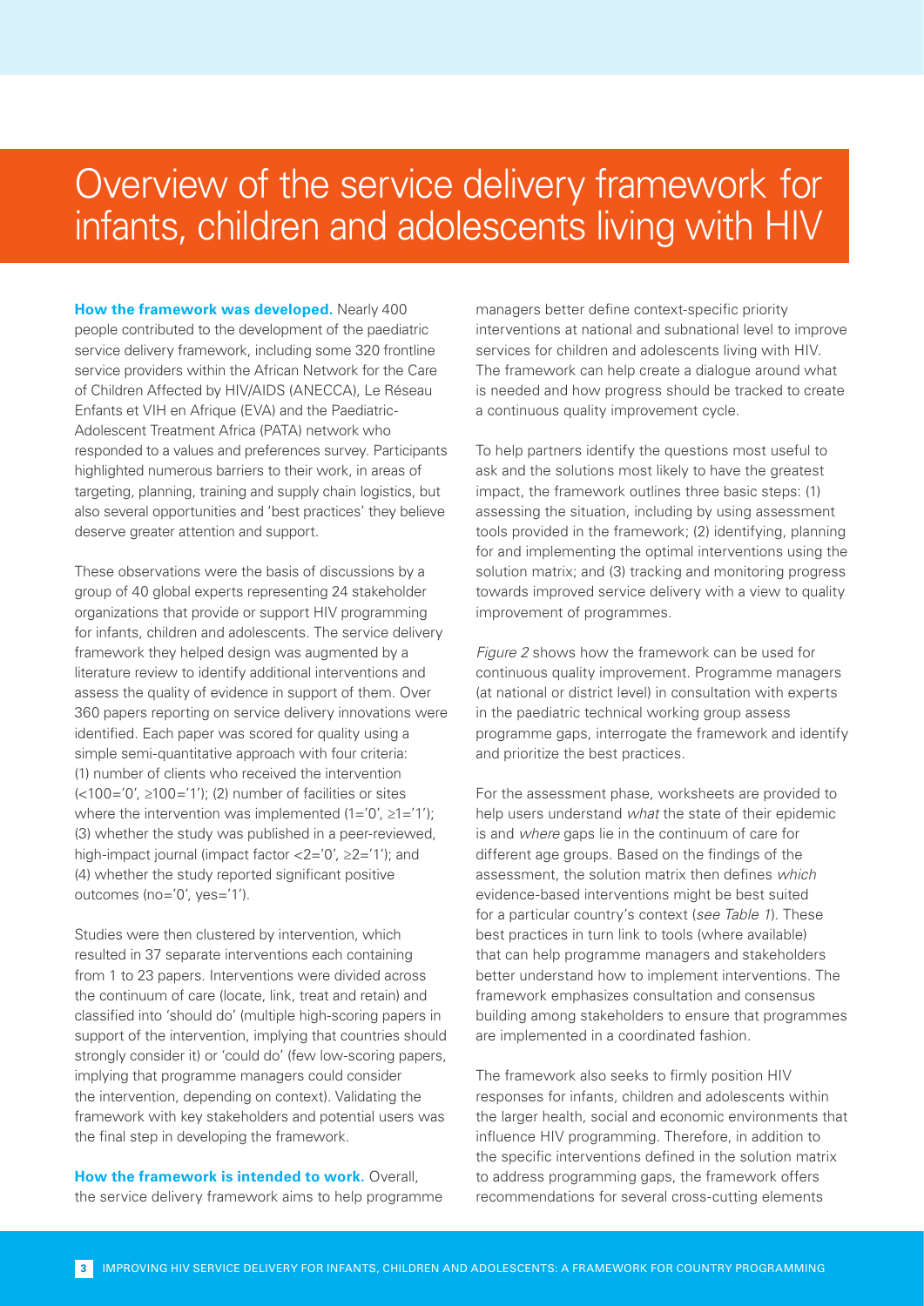# Overview of the service delivery framework for infants, children and adolescents living with HIV

**How the framework was developed.** Nearly 400 people contributed to the development of the paediatric service delivery framework, including some 320 frontline service providers within the African Network for the Care of Children Affected by HIV/AIDS (ANECCA), Le Réseau Enfants et VIH en Afrique (EVA) and the Paediatric-Adolescent Treatment Africa (PATA) network who responded to a values and preferences survey. Participants highlighted numerous barriers to their work, in areas of targeting, planning, training and supply chain logistics, but also several opportunities and 'best practices' they believe deserve greater attention and support.

These observations were the basis of discussions by a group of 40 global experts representing 24 stakeholder organizations that provide or support HIV programming for infants, children and adolescents. The service delivery framework they helped design was augmented by a literature review to identify additional interventions and assess the quality of evidence in support of them. Over 360 papers reporting on service delivery innovations were identified. Each paper was scored for quality using a simple semi-quantitative approach with four criteria: (1) number of clients who received the intervention (<100='0', ≥100='1'); (2) number of facilities or sites where the intervention was implemented (1='0', ≥1='1'); (3) whether the study was published in a peer-reviewed, high-impact journal (impact factor <2='0', ≥2='1'); and (4) whether the study reported significant positive outcomes (no='0', yes='1').

Studies were then clustered by intervention, which resulted in 37 separate interventions each containing from 1 to 23 papers. Interventions were divided across the continuum of care (locate, link, treat and retain) and classified into 'should do' (multiple high-scoring papers in support of the intervention, implying that countries should strongly consider it) or 'could do' (few low-scoring papers, implying that programme managers could consider the intervention, depending on context). Validating the framework with key stakeholders and potential users was the final step in developing the framework.

**How the framework is intended to work.** Overall, the service delivery framework aims to help programme managers better define context-specific priority interventions at national and subnational level to improve services for children and adolescents living with HIV. The framework can help create a dialogue around what is needed and how progress should be tracked to create a continuous quality improvement cycle.

To help partners identify the questions most useful to ask and the solutions most likely to have the greatest impact, the framework outlines three basic steps: (1) assessing the situation, including by using assessment tools provided in the framework; (2) identifying, planning for and implementing the optimal interventions using the solution matrix; and (3) tracking and monitoring progress towards improved service delivery with a view to quality improvement of programmes.

*Figure 2* shows how the framework can be used for continuous quality improvement. Programme managers (at national or district level) in consultation with experts in the paediatric technical working group assess programme gaps, interrogate the framework and identify and prioritize the best practices.

For the assessment phase, worksheets are provided to help users understand *what* the state of their epidemic is and *where* gaps lie in the continuum of care for different age groups. Based on the findings of the assessment, the solution matrix then defines *which* evidence-based interventions might be best suited for a particular country's context (*see Table 1*). These best practices in turn link to tools (where available) that can help programme managers and stakeholders better understand how to implement interventions. The framework emphasizes consultation and consensus building among stakeholders to ensure that programmes are implemented in a coordinated fashion.

The framework also seeks to firmly position HIV responses for infants, children and adolescents within the larger health, social and economic environments that influence HIV programming. Therefore, in addition to the specific interventions defined in the solution matrix to address programming gaps, the framework offers recommendations for several cross-cutting elements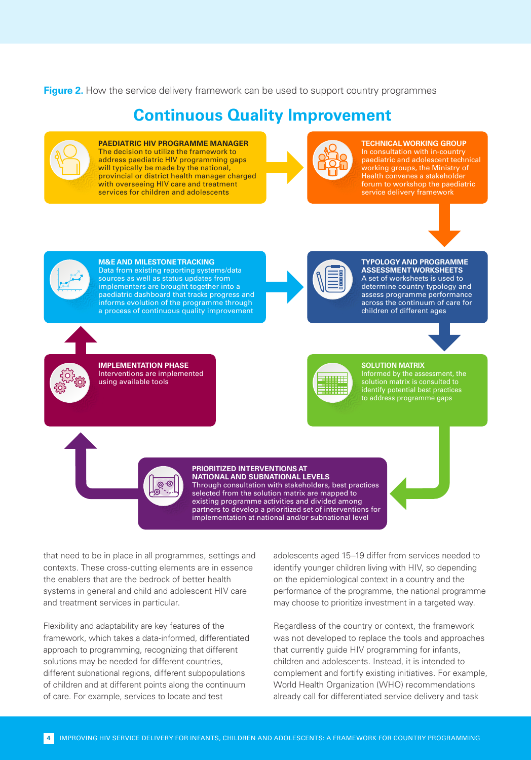**Figure 2.** How the service delivery framework can be used to support country programmes

## Continuous Quality Improvement

**PAEDIATRIC HIV PROGRAMME MANAGER**
The decision to utilize the framework to address paediatric HIV programming gaps will typically be made by the national, provincial or district health manager charged with overseeing HIV care and treatment services for children and adolescents

**TECHNICAL WORKING GROUP**
In consultation with in-country paediatric and adolescent technical working groups, the Ministry of Health convenes a stakeholder forum to workshop the paediatric service delivery framework

**TYPOLOGY AND PROGRAMME ASSESSMENT WORKSHEETS**
A set of worksheets is used to determine country typology and assess programme performance across the continuum of care for children of different ages

**SOLUTION MATRIX**
Informed by the assessment, the solution matrix is consulted to identify potential best practices to address programme gaps

**PRIORITIZED INTERVENTIONS AT NATIONAL AND SUBNATIONAL LEVELS**
Through consultation with stakeholders, best practices selected from the solution matrix are mapped to existing programme activities and divided among partners to develop a prioritized set of interventions for implementation at national and/or subnational level

**IMPLEMENTATION PHASE**
Interventions are implemented using available tools

**M&E AND MILESTONE TRACKING**
Data from existing reporting systems/data sources as well as status updates from implementers are brought together into a paediatric dashboard that tracks progress and informs evolution of the programme through a process of continuous quality improvement

that need to be in place in all programmes, settings and contexts. These cross-cutting elements are in essence the enablers that are the bedrock of better health systems in general and child and adolescent HIV care and treatment services in particular.

Flexibility and adaptability are key features of the framework, which takes a data-informed, differentiated approach to programming, recognizing that different solutions may be needed for different countries, different subnational regions, different subpopulations of children and at different points along the continuum of care. For example, services to locate and test adolescents aged 15–19 differ from services needed to identify younger children living with HIV, so depending on the epidemiological context in a country and the performance of the programme, the national programme may choose to prioritize investment in a targeted way.

Regardless of the country or context, the framework was not developed to replace the tools and approaches that currently guide HIV programming for infants, children and adolescents. Instead, it is intended to complement and fortify existing initiatives. For example, World Health Organization (WHO) recommendations already call for differentiated service delivery and task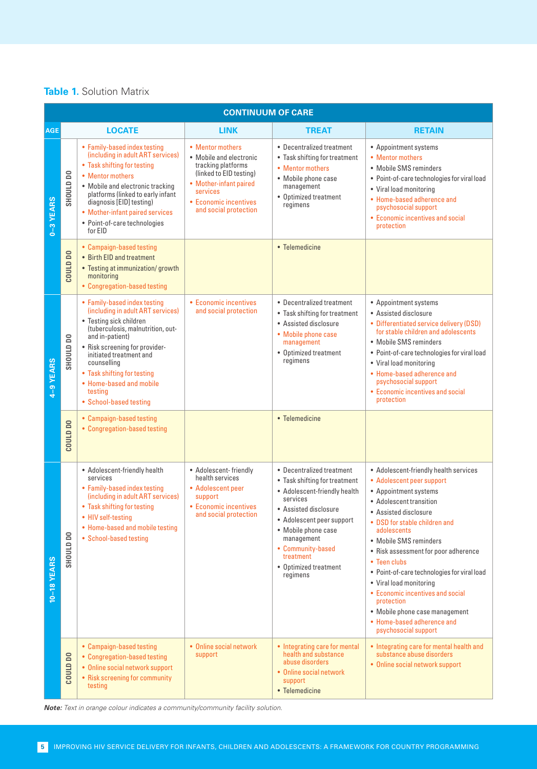**Table 1.** Solution Matrix

| AGE | | CONTINUUM OF CARE: LOCATE | LINK | TREAT | RETAIN |
|---|---|---|---|---|---|
| 0–3 YEARS | SHOULD DO | • Family-based index testing (including in adult ART services)<br>• Task shifting for testing<br>• Mentor mothers<br>• Mobile and electronic tracking platforms (linked to early infant diagnosis [EID] testing)<br>• Mother-infant paired services<br>• Point-of-care technologies for EID | • Mentor mothers<br>• Mobile and electronic tracking platforms (linked to EID testing)<br>• Mother-infant paired services<br>• Economic incentives and social protection | • Decentralized treatment<br>• Task shifting for treatment<br>• Mentor mothers<br>• Mobile phone case management<br>• Optimized treatment regimens | • Appointment systems<br>• Mentor mothers<br>• Mobile SMS reminders<br>• Point-of-care technologies for viral load<br>• Viral load monitoring<br>• Home-based adherence and psychosocial support<br>• Economic incentives and social protection |
| | COULD DO | • Campaign-based testing<br>• Birth EID and treatment<br>• Testing at immunization/ growth monitoring<br>• Congregation-based testing | | • Telemedicine | |
| 4–9 YEARS | SHOULD DO | • Family-based index testing (including in adult ART services)<br>• Testing sick children (tuberculosis, malnutrition, out- and in-patient)<br>• Risk screening for provider-initiated treatment and counselling<br>• Task shifting for testing<br>• Home-based and mobile testing<br>• School-based testing | • Economic incentives and social protection | • Decentralized treatment<br>• Task shifting for treatment<br>• Assisted disclosure<br>• Mobile phone case management<br>• Optimized treatment regimens | • Appointment systems<br>• Assisted disclosure<br>• Differentiated service delivery (DSD) for stable children and adolescents<br>• Mobile SMS reminders<br>• Point-of-care technologies for viral load<br>• Viral load monitoring<br>• Home-based adherence and psychosocial support<br>• Economic incentives and social protection |
| | COULD DO | • Campaign-based testing<br>• Congregation-based testing | | • Telemedicine | |
| 10–18 YEARS | SHOULD DO | • Adolescent-friendly health services<br>• Family-based index testing (including in adult ART services)<br>• Task shifting for testing<br>• HIV self-testing<br>• Home-based and mobile testing<br>• School-based testing | • Adolescent- friendly health services<br>• Adolescent peer support<br>• Economic incentives and social protection | • Decentralized treatment<br>• Task shifting for treatment<br>• Adolescent-friendly health services<br>• Assisted disclosure<br>• Adolescent peer support<br>• Mobile phone case management<br>• Community-based treatment<br>• Optimized treatment regimens | • Adolescent-friendly health services<br>• Adolescent peer support<br>• Appointment systems<br>• Adolescent transition<br>• Assisted disclosure<br>• DSD for stable children and adolescents<br>• Mobile SMS reminders<br>• Risk assessment for poor adherence<br>• Teen clubs<br>• Point-of-care technologies for viral load<br>• Viral load monitoring<br>• Economic incentives and social protection<br>• Mobile phone case management<br>• Home-based adherence and psychosocial support |
| | COULD DO | • Campaign-based testing<br>• Congregation-based testing<br>• Online social network support<br>• Risk screening for community testing | • Online social network support | • Integrating care for mental health and substance abuse disorders<br>• Online social network support<br>• Telemedicine | • Integrating care for mental health and substance abuse disorders<br>• Online social network support |

***Note:*** *Text in orange colour indicates a community/community facility solution.*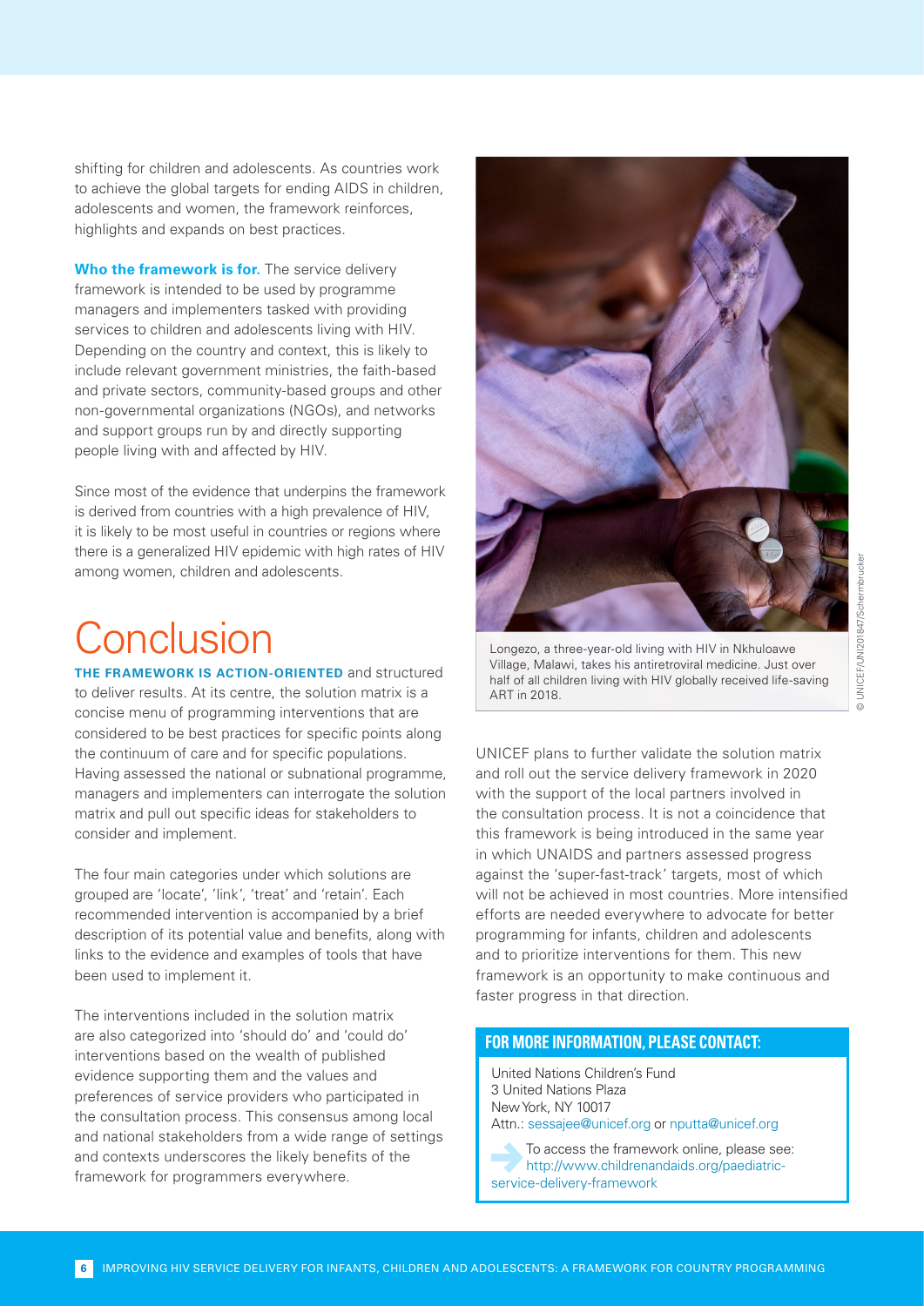shifting for children and adolescents. As countries work to achieve the global targets for ending AIDS in children, adolescents and women, the framework reinforces, highlights and expands on best practices.

**Who the framework is for.** The service delivery framework is intended to be used by programme managers and implementers tasked with providing services to children and adolescents living with HIV. Depending on the country and context, this is likely to include relevant government ministries, the faith-based and private sectors, community-based groups and other non-governmental organizations (NGOs), and networks and support groups run by and directly supporting people living with and affected by HIV.

Since most of the evidence that underpins the framework is derived from countries with a high prevalence of HIV, it is likely to be most useful in countries or regions where there is a generalized HIV epidemic with high rates of HIV among women, children and adolescents.

# Conclusion

**THE FRAMEWORK IS ACTION-ORIENTED** and structured to deliver results. At its centre, the solution matrix is a concise menu of programming interventions that are considered to be best practices for specific points along the continuum of care and for specific populations. Having assessed the national or subnational programme, managers and implementers can interrogate the solution matrix and pull out specific ideas for stakeholders to consider and implement.

The four main categories under which solutions are grouped are 'locate', 'link', 'treat' and 'retain'. Each recommended intervention is accompanied by a brief description of its potential value and benefits, along with links to the evidence and examples of tools that have been used to implement it.

The interventions included in the solution matrix are also categorized into 'should do' and 'could do' interventions based on the wealth of published evidence supporting them and the values and preferences of service providers who participated in the consultation process. This consensus among local and national stakeholders from a wide range of settings and contexts underscores the likely benefits of the framework for programmers everywhere.

Longezo, a three-year-old living with HIV in Nkhuloawe Village, Malawi, takes his antiretroviral medicine. Just over half of all children living with HIV globally received life-saving ART in 2018.

© UNICEF/UNI201847/Schermbrucker

UNICEF plans to further validate the solution matrix and roll out the service delivery framework in 2020 with the support of the local partners involved in the consultation process. It is not a coincidence that this framework is being introduced in the same year in which UNAIDS and partners assessed progress against the 'super-fast-track' targets, most of which will not be achieved in most countries. More intensified efforts are needed everywhere to advocate for better programming for infants, children and adolescents and to prioritize interventions for them. This new framework is an opportunity to make continuous and faster progress in that direction.

### FOR MORE INFORMATION, PLEASE CONTACT:

United Nations Children's Fund
3 United Nations Plaza
New York, NY 10017
Attn.: sessajee@unicef.org or nputta@unicef.org

To access the framework online, please see: http://www.childrenandaids.org/paediatric-service-delivery-framework